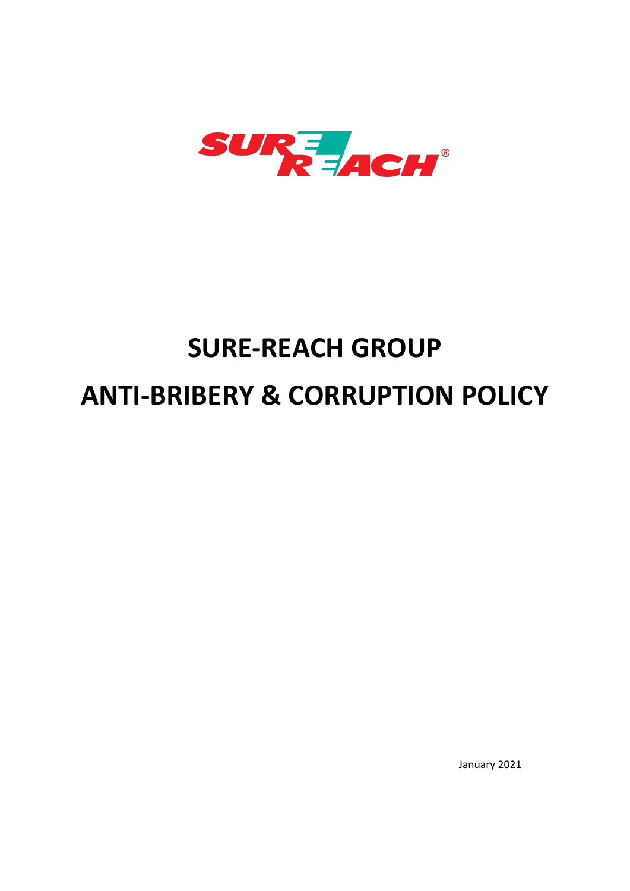# SURE-REACH GROUP

# ANTI-BRIBERY & CORRUPTION POLICY

January 2021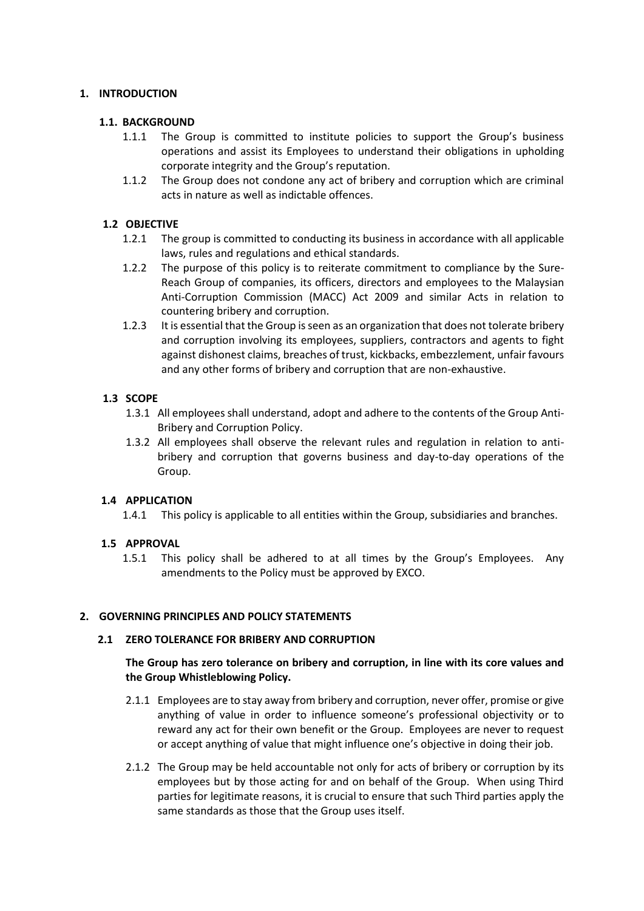## 1. INTRODUCTION

### 1.1. BACKGROUND

1.1.1 The Group is committed to institute policies to support the Group's business operations and assist its Employees to understand their obligations in upholding corporate integrity and the Group's reputation.

1.1.2 The Group does not condone any act of bribery and corruption which are criminal acts in nature as well as indictable offences.

### 1.2 OBJECTIVE

1.2.1 The group is committed to conducting its business in accordance with all applicable laws, rules and regulations and ethical standards.

1.2.2 The purpose of this policy is to reiterate commitment to compliance by the Sure-Reach Group of companies, its officers, directors and employees to the Malaysian Anti-Corruption Commission (MACC) Act 2009 and similar Acts in relation to countering bribery and corruption.

1.2.3 It is essential that the Group is seen as an organization that does not tolerate bribery and corruption involving its employees, suppliers, contractors and agents to fight against dishonest claims, breaches of trust, kickbacks, embezzlement, unfair favours and any other forms of bribery and corruption that are non-exhaustive.

### 1.3 SCOPE

1.3.1 All employees shall understand, adopt and adhere to the contents of the Group Anti-Bribery and Corruption Policy.

1.3.2 All employees shall observe the relevant rules and regulation in relation to anti-bribery and corruption that governs business and day-to-day operations of the Group.

### 1.4 APPLICATION

1.4.1 This policy is applicable to all entities within the Group, subsidiaries and branches.

### 1.5 APPROVAL

1.5.1 This policy shall be adhered to at all times by the Group's Employees. Any amendments to the Policy must be approved by EXCO.

## 2. GOVERNING PRINCIPLES AND POLICY STATEMENTS

### 2.1 ZERO TOLERANCE FOR BRIBERY AND CORRUPTION

**The Group has zero tolerance on bribery and corruption, in line with its core values and the Group Whistleblowing Policy.**

2.1.1 Employees are to stay away from bribery and corruption, never offer, promise or give anything of value in order to influence someone's professional objectivity or to reward any act for their own benefit or the Group. Employees are never to request or accept anything of value that might influence one's objective in doing their job.

2.1.2 The Group may be held accountable not only for acts of bribery or corruption by its employees but by those acting for and on behalf of the Group. When using Third parties for legitimate reasons, it is crucial to ensure that such Third parties apply the same standards as those that the Group uses itself.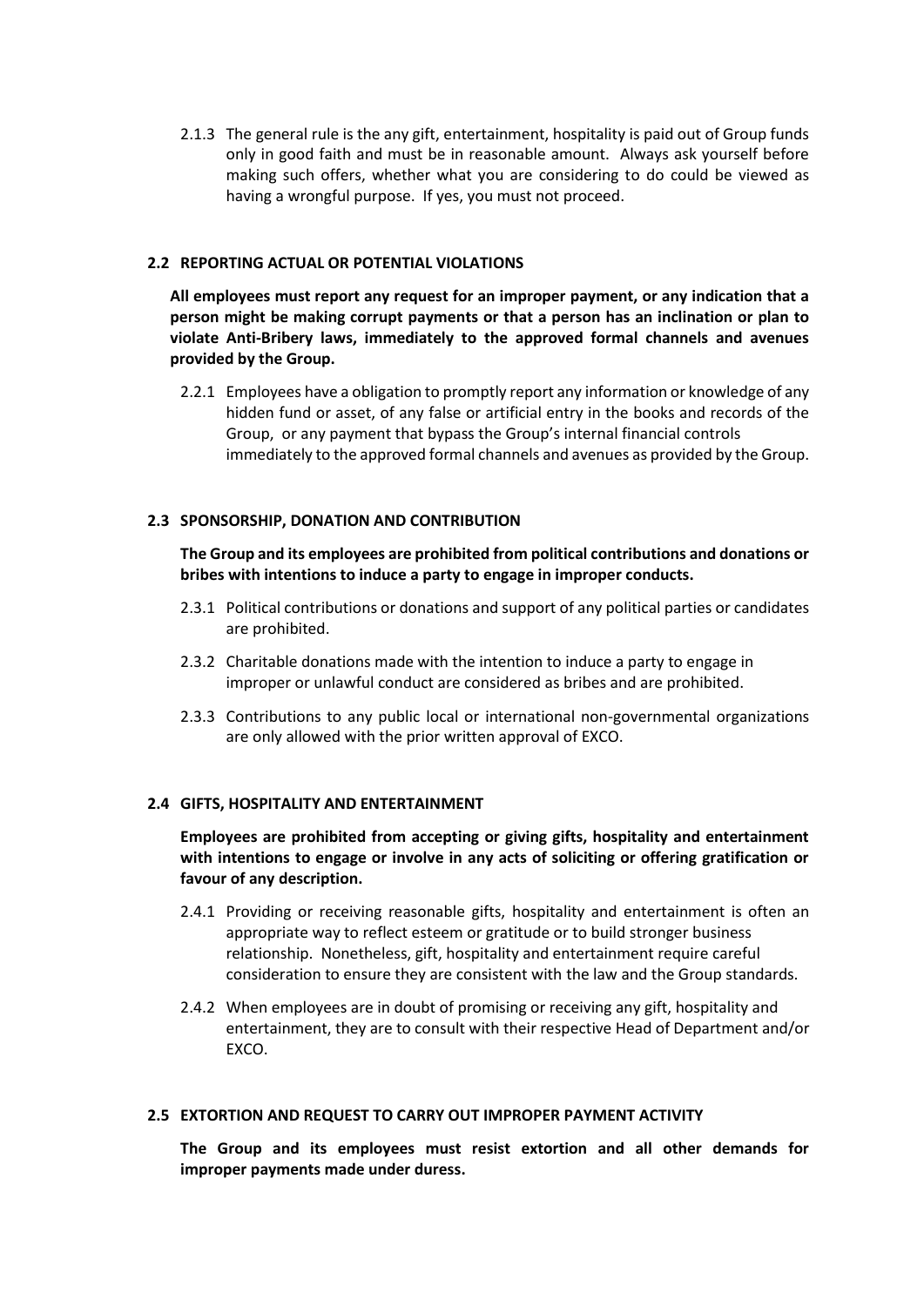2.1.3 The general rule is the any gift, entertainment, hospitality is paid out of Group funds only in good faith and must be in reasonable amount. Always ask yourself before making such offers, whether what you are considering to do could be viewed as having a wrongful purpose. If yes, you must not proceed.

### 2.2 REPORTING ACTUAL OR POTENTIAL VIOLATIONS

**All employees must report any request for an improper payment, or any indication that a person might be making corrupt payments or that a person has an inclination or plan to violate Anti-Bribery laws, immediately to the approved formal channels and avenues provided by the Group.**

2.2.1 Employees have a obligation to promptly report any information or knowledge of any hidden fund or asset, of any false or artificial entry in the books and records of the Group, or any payment that bypass the Group's internal financial controls immediately to the approved formal channels and avenues as provided by the Group.

### 2.3 SPONSORSHIP, DONATION AND CONTRIBUTION

**The Group and its employees are prohibited from political contributions and donations or bribes with intentions to induce a party to engage in improper conducts.**

2.3.1 Political contributions or donations and support of any political parties or candidates are prohibited.

2.3.2 Charitable donations made with the intention to induce a party to engage in improper or unlawful conduct are considered as bribes and are prohibited.

2.3.3 Contributions to any public local or international non-governmental organizations are only allowed with the prior written approval of EXCO.

### 2.4 GIFTS, HOSPITALITY AND ENTERTAINMENT

**Employees are prohibited from accepting or giving gifts, hospitality and entertainment with intentions to engage or involve in any acts of soliciting or offering gratification or favour of any description.**

2.4.1 Providing or receiving reasonable gifts, hospitality and entertainment is often an appropriate way to reflect esteem or gratitude or to build stronger business relationship. Nonetheless, gift, hospitality and entertainment require careful consideration to ensure they are consistent with the law and the Group standards.

2.4.2 When employees are in doubt of promising or receiving any gift, hospitality and entertainment, they are to consult with their respective Head of Department and/or EXCO.

### 2.5 EXTORTION AND REQUEST TO CARRY OUT IMPROPER PAYMENT ACTIVITY

**The Group and its employees must resist extortion and all other demands for improper payments made under duress.**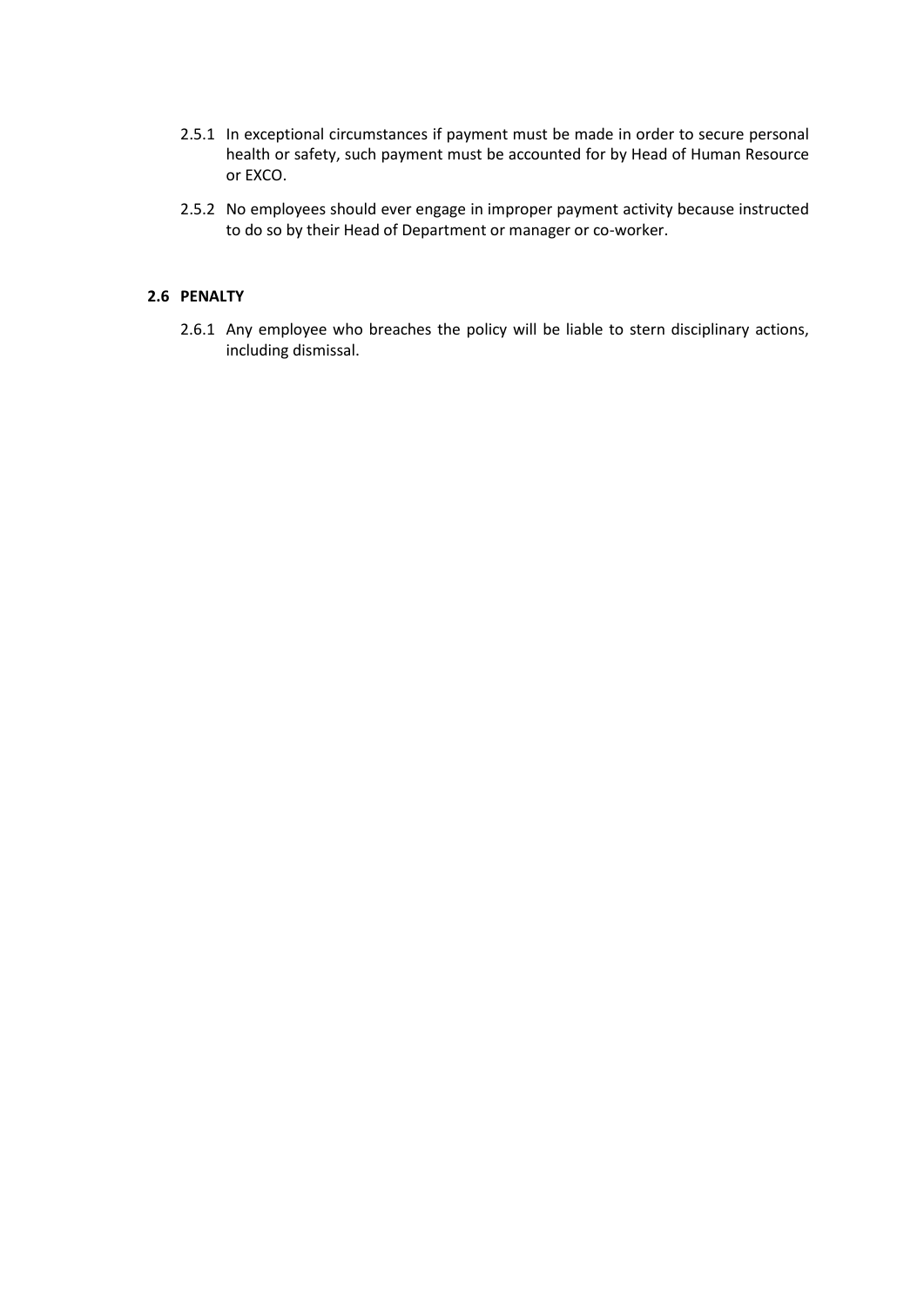2.5.1 In exceptional circumstances if payment must be made in order to secure personal health or safety, such payment must be accounted for by Head of Human Resource or EXCO.

2.5.2 No employees should ever engage in improper payment activity because instructed to do so by their Head of Department or manager or co-worker.

### 2.6 PENALTY

2.6.1 Any employee who breaches the policy will be liable to stern disciplinary actions, including dismissal.